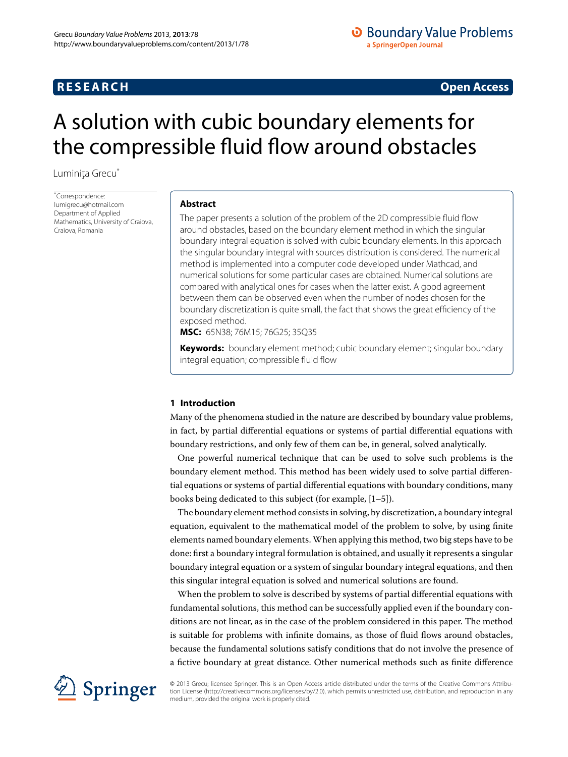**RESEARCH** **Open Access**

# A solution with cubic boundary elements for the compressible fluid flow around obstacles

Luminiţa Grecu*

*Correspondence: lumigrecu@hotmail.com
Department of Applied Mathematics, University of Craiova, Craiova, Romania

## Abstract

The paper presents a solution of the problem of the 2D compressible fluid flow around obstacles, based on the boundary element method in which the singular boundary integral equation is solved with cubic boundary elements. In this approach the singular boundary integral with sources distribution is considered. The numerical method is implemented into a computer code developed under Mathcad, and numerical solutions for some particular cases are obtained. Numerical solutions are compared with analytical ones for cases when the latter exist. A good agreement between them can be observed even when the number of nodes chosen for the boundary discretization is quite small, the fact that shows the great efficiency of the exposed method.

**MSC:** 65N38; 76M15; 76G25; 35Q35

**Keywords:** boundary element method; cubic boundary element; singular boundary integral equation; compressible fluid flow

## 1 Introduction

Many of the phenomena studied in the nature are described by boundary value problems, in fact, by partial differential equations or systems of partial differential equations with boundary restrictions, and only few of them can be, in general, solved analytically.

One powerful numerical technique that can be used to solve such problems is the boundary element method. This method has been widely used to solve partial differential equations or systems of partial differential equations with boundary conditions, many books being dedicated to this subject (for example, [1–5]).

The boundary element method consists in solving, by discretization, a boundary integral equation, equivalent to the mathematical model of the problem to solve, by using finite elements named boundary elements. When applying this method, two big steps have to be done: first a boundary integral formulation is obtained, and usually it represents a singular boundary integral equation or a system of singular boundary integral equations, and then this singular integral equation is solved and numerical solutions are found.

When the problem to solve is described by systems of partial differential equations with fundamental solutions, this method can be successfully applied even if the boundary conditions are not linear, as in the case of the problem considered in this paper. The method is suitable for problems with infinite domains, as those of fluid flows around obstacles, because the fundamental solutions satisfy conditions that do not involve the presence of a fictive boundary at great distance. Other numerical methods such as finite difference

© 2013 Grecu; licensee Springer. This is an Open Access article distributed under the terms of the Creative Commons Attribution License (http://creativecommons.org/licenses/by/2.0), which permits unrestricted use, distribution, and reproduction in any medium, provided the original work is properly cited.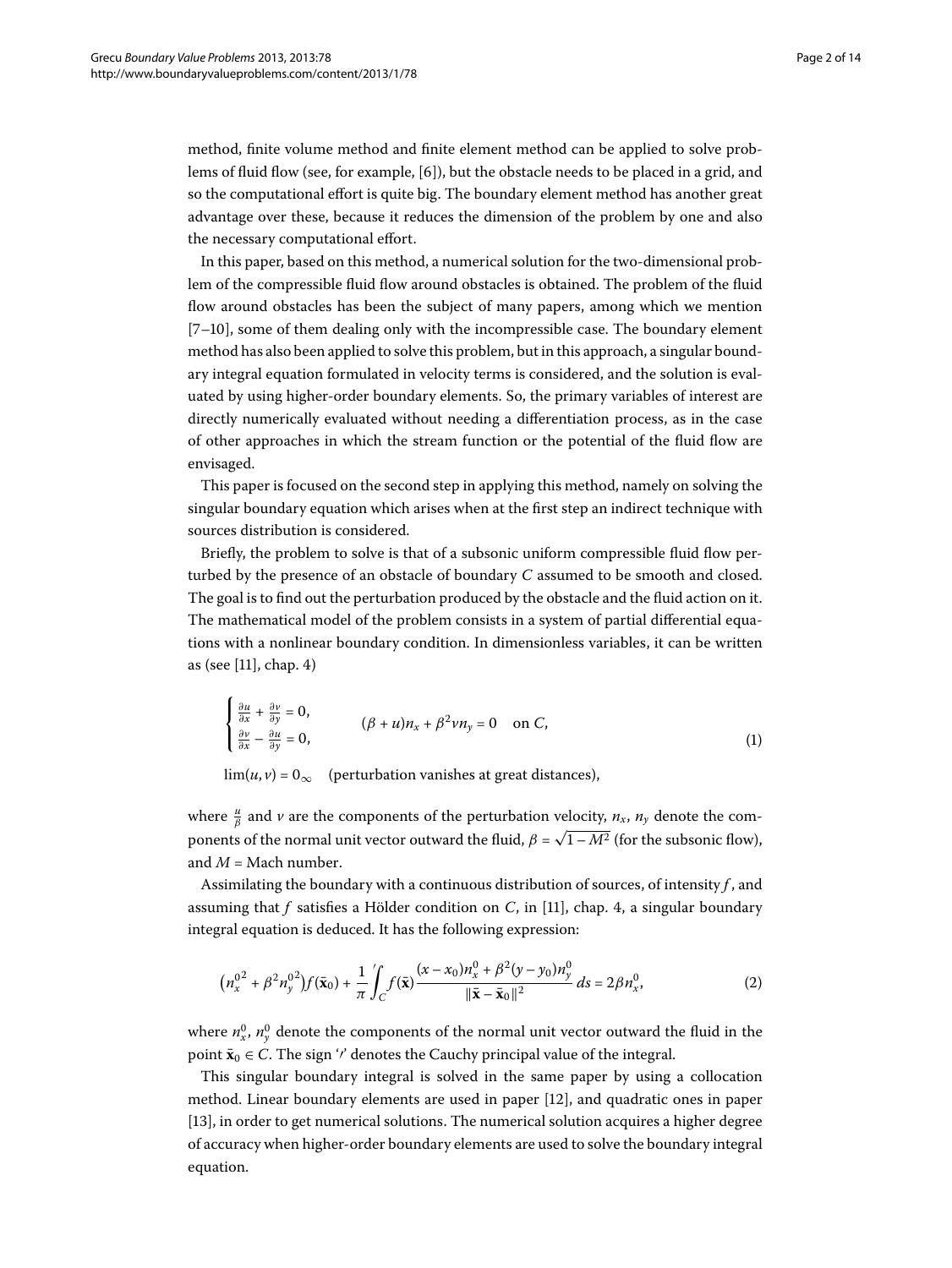method, finite volume method and finite element method can be applied to solve problems of fluid flow (see, for example, [6]), but the obstacle needs to be placed in a grid, and so the computational effort is quite big. The boundary element method has another great advantage over these, because it reduces the dimension of the problem by one and also the necessary computational effort.

In this paper, based on this method, a numerical solution for the two-dimensional problem of the compressible fluid flow around obstacles is obtained. The problem of the fluid flow around obstacles has been the subject of many papers, among which we mention [7–10], some of them dealing only with the incompressible case. The boundary element method has also been applied to solve this problem, but in this approach, a singular boundary integral equation formulated in velocity terms is considered, and the solution is evaluated by using higher-order boundary elements. So, the primary variables of interest are directly numerically evaluated without needing a differentiation process, as in the case of other approaches in which the stream function or the potential of the fluid flow are envisaged.

This paper is focused on the second step in applying this method, namely on solving the singular boundary equation which arises when at the first step an indirect technique with sources distribution is considered.

Briefly, the problem to solve is that of a subsonic uniform compressible fluid flow perturbed by the presence of an obstacle of boundary $C$ assumed to be smooth and closed. The goal is to find out the perturbation produced by the obstacle and the fluid action on it. The mathematical model of the problem consists in a system of partial differential equations with a nonlinear boundary condition. In dimensionless variables, it can be written as (see [11], chap. 4)

$$\begin{cases} \frac{\partial u}{\partial x} + \frac{\partial v}{\partial y} = 0, \\ \frac{\partial v}{\partial x} - \frac{\partial u}{\partial y} = 0, \end{cases} \qquad (\beta + u)n_x + \beta^2 v n_y = 0 \quad \text{on } C, \tag{1}$$

$$\lim(u, v) = 0_\infty \quad \text{(perturbation vanishes at great distances)},$$

where $\frac{u}{\beta}$ and $v$ are the components of the perturbation velocity, $n_x$, $n_y$ denote the components of the normal unit vector outward the fluid, $\beta = \sqrt{1 - M^2}$ (for the subsonic flow), and $M$ = Mach number.

Assimilating the boundary with a continuous distribution of sources, of intensity $f$, and assuming that $f$ satisfies a Hölder condition on $C$, in [11], chap. 4, a singular boundary integral equation is deduced. It has the following expression:

$$\left({n_x^0}^2 + \beta^2 {n_y^0}^2\right) f(\bar{\mathbf{x}}_0) + \frac{1}{\pi} \int_C' f(\bar{\mathbf{x}}) \frac{(x - x_0)n_x^0 + \beta^2 (y - y_0) n_y^0}{\|\bar{\mathbf{x}} - \bar{\mathbf{x}}_0\|^2} \, ds = 2\beta n_x^0, \tag{2}$$

where $n_x^0$, $n_y^0$ denote the components of the normal unit vector outward the fluid in the point $\bar{\mathbf{x}}_0 \in C$. The sign '$'$' denotes the Cauchy principal value of the integral.

This singular boundary integral is solved in the same paper by using a collocation method. Linear boundary elements are used in paper [12], and quadratic ones in paper [13], in order to get numerical solutions. The numerical solution acquires a higher degree of accuracy when higher-order boundary elements are used to solve the boundary integral equation.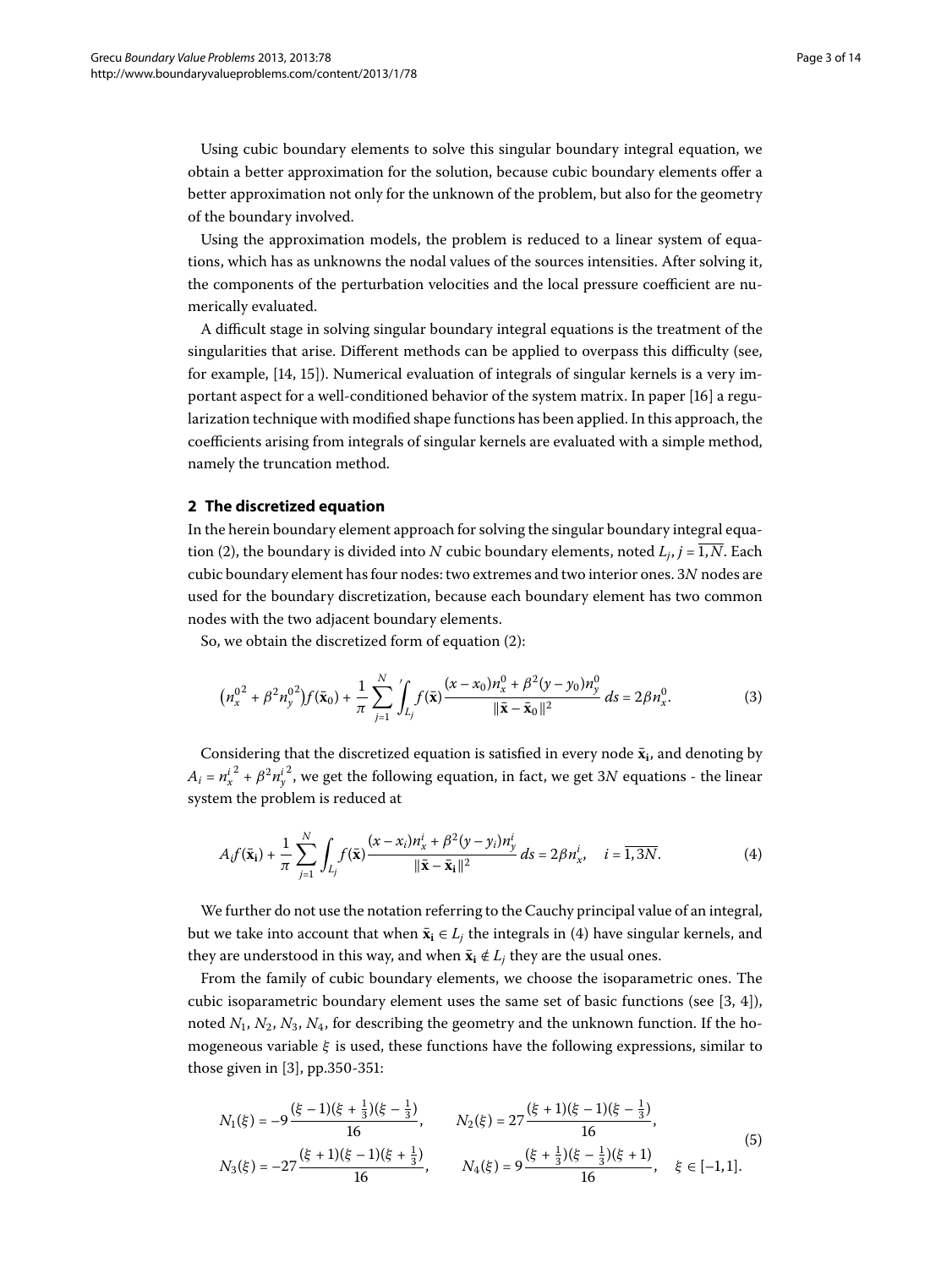Using cubic boundary elements to solve this singular boundary integral equation, we obtain a better approximation for the solution, because cubic boundary elements offer a better approximation not only for the unknown of the problem, but also for the geometry of the boundary involved.

Using the approximation models, the problem is reduced to a linear system of equations, which has as unknowns the nodal values of the sources intensities. After solving it, the components of the perturbation velocities and the local pressure coefficient are numerically evaluated.

A difficult stage in solving singular boundary integral equations is the treatment of the singularities that arise. Different methods can be applied to overpass this difficulty (see, for example, [14, 15]). Numerical evaluation of integrals of singular kernels is a very important aspect for a well-conditioned behavior of the system matrix. In paper [16] a regularization technique with modified shape functions has been applied. In this approach, the coefficients arising from integrals of singular kernels are evaluated with a simple method, namely the truncation method.

## 2 The discretized equation

In the herein boundary element approach for solving the singular boundary integral equation (2), the boundary is divided into $N$ cubic boundary elements, noted $L_j$, $j = \overline{1,N}$. Each cubic boundary element has four nodes: two extremes and two interior ones. $3N$ nodes are used for the boundary discretization, because each boundary element has two common nodes with the two adjacent boundary elements.

So, we obtain the discretized form of equation (2):

$$\left({n_x^0}^2 + \beta^2 {n_y^0}^2\right) f(\bar{\mathbf{x}}_0) + \frac{1}{\pi} \sum_{j=1}^{N} {\int_{L_j}}' f(\bar{\mathbf{x}}) \frac{(x - x_0) n_x^0 + \beta^2 (y - y_0) n_y^0}{\|\bar{\mathbf{x}} - \bar{\mathbf{x}}_0\|^2} \, ds = 2\beta n_x^0. \tag{3}$$

Considering that the discretized equation is satisfied in every node $\bar{\mathbf{x}}_\mathbf{i}$, and denoting by $A_i = {n_x^i}^2 + \beta^2 {n_y^i}^2$, we get the following equation, in fact, we get $3N$ equations - the linear system the problem is reduced at

$$A_i f(\bar{\mathbf{x}}_\mathbf{i}) + \frac{1}{\pi} \sum_{j=1}^{N} \int_{L_j} f(\bar{\mathbf{x}}) \frac{(x - x_i) n_x^i + \beta^2 (y - y_i) n_y^i}{\|\bar{\mathbf{x}} - \bar{\mathbf{x}}_\mathbf{i}\|^2} \, ds = 2\beta n_x^i, \quad i = \overline{1,3N}. \tag{4}$$

We further do not use the notation referring to the Cauchy principal value of an integral, but we take into account that when $\bar{\mathbf{x}}_\mathbf{i} \in L_j$ the integrals in (4) have singular kernels, and they are understood in this way, and when $\bar{\mathbf{x}}_\mathbf{i} \notin L_j$ they are the usual ones.

From the family of cubic boundary elements, we choose the isoparametric ones. The cubic isoparametric boundary element uses the same set of basic functions (see [3, 4]), noted $N_1$, $N_2$, $N_3$, $N_4$, for describing the geometry and the unknown function. If the homogeneous variable $\xi$ is used, these functions have the following expressions, similar to those given in [3], pp.350-351:

$$\begin{aligned}
N_1(\xi) &= -9 \frac{(\xi - 1)(\xi + \frac{1}{3})(\xi - \frac{1}{3})}{16}, \qquad N_2(\xi) = 27 \frac{(\xi + 1)(\xi - 1)(\xi - \frac{1}{3})}{16}, \\
N_3(\xi) &= -27 \frac{(\xi + 1)(\xi - 1)(\xi + \frac{1}{3})}{16}, \qquad N_4(\xi) = 9 \frac{(\xi + \frac{1}{3})(\xi - \frac{1}{3})(\xi + 1)}{16}, \quad \xi \in [-1, 1].
\end{aligned} \tag{5}$$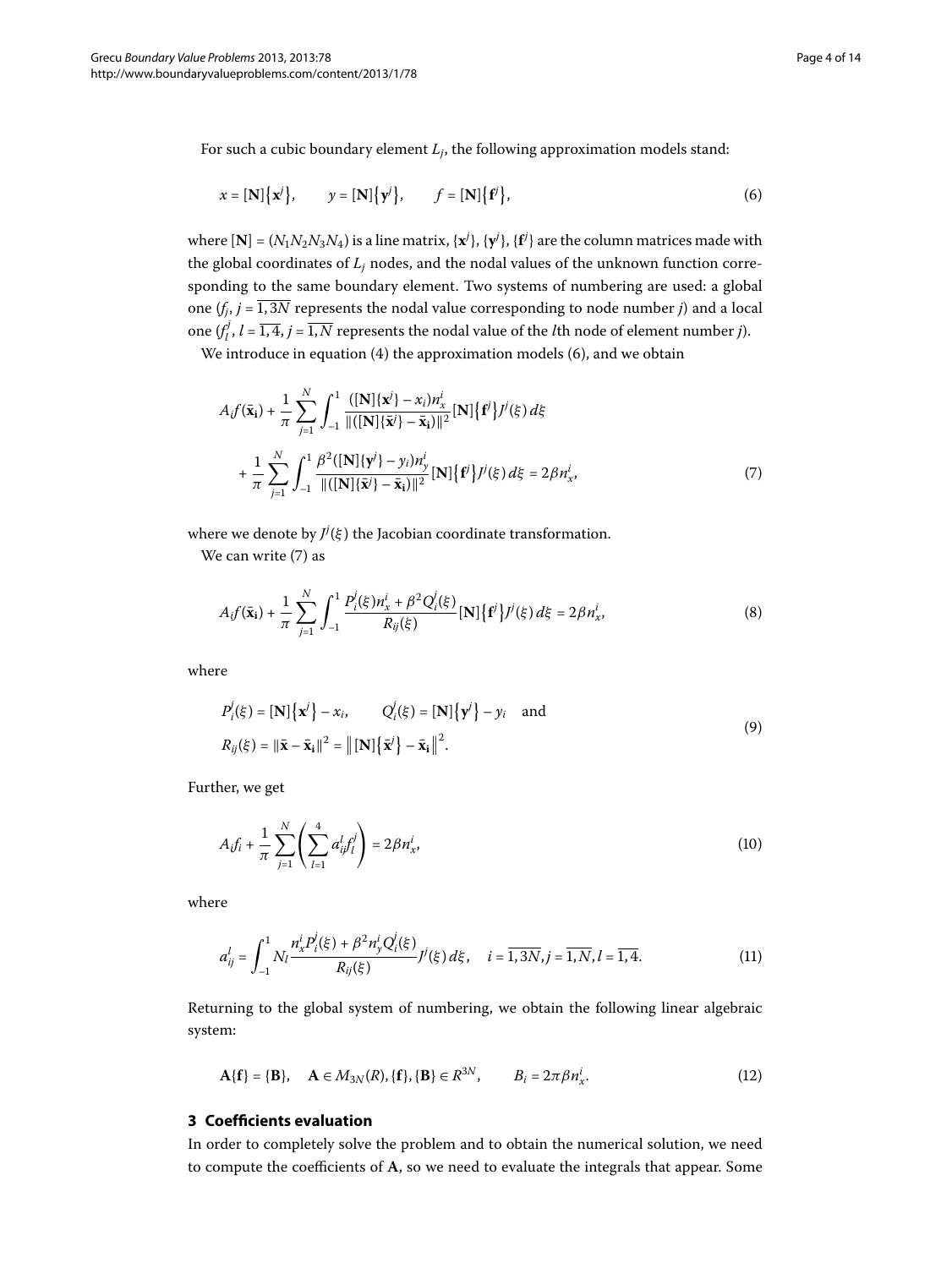For such a cubic boundary element $L_j$, the following approximation models stand:

$$x = [\mathbf{N}]\{\mathbf{x}^j\}, \qquad y = [\mathbf{N}]\{\mathbf{y}^j\}, \qquad f = [\mathbf{N}]\{\mathbf{f}^j\}, \tag{6}$$

where $[\mathbf{N}] = (N_1 N_2 N_3 N_4)$ is a line matrix, $\{\mathbf{x}^j\}$, $\{\mathbf{y}^j\}$, $\{\mathbf{f}^j\}$ are the column matrices made with the global coordinates of $L_j$ nodes, and the nodal values of the unknown function corresponding to the same boundary element. Two systems of numbering are used: a global one ($f_j$, $j = \overline{1, 3N}$ represents the nodal value corresponding to node number $j$) and a local one ($f_l^j$, $l = \overline{1, 4}$, $j = \overline{1, N}$ represents the nodal value of the $l$th node of element number $j$).

We introduce in equation (4) the approximation models (6), and we obtain

$$\begin{aligned} &A_i f(\bar{\mathbf{x}}_\mathbf{i}) + \frac{1}{\pi} \sum_{j=1}^{N} \int_{-1}^{1} \frac{([\mathbf{N}]\{\mathbf{x}^j\} - x_i) n_x^i}{\|([\mathbf{N}]\{\bar{\mathbf{x}}^j\} - \bar{\mathbf{x}}_\mathbf{i})\|^2} [\mathbf{N}]\{\mathbf{f}^j\} J^j(\xi)\, d\xi \\ &\quad + \frac{1}{\pi} \sum_{j=1}^{N} \int_{-1}^{1} \frac{\beta^2([\mathbf{N}]\{\mathbf{y}^j\} - y_i) n_y^i}{\|([\mathbf{N}]\{\bar{\mathbf{x}}^j\} - \bar{\mathbf{x}}_\mathbf{i})\|^2} [\mathbf{N}]\{\mathbf{f}^j\} J^j(\xi)\, d\xi = 2\beta n_x^i, \end{aligned} \tag{7}$$

where we denote by $J^j(\xi)$ the Jacobian coordinate transformation.

We can write (7) as

$$A_i f(\bar{\mathbf{x}}_\mathbf{i}) + \frac{1}{\pi} \sum_{j=1}^{N} \int_{-1}^{1} \frac{P_i^j(\xi) n_x^i + \beta^2 Q_i^j(\xi)}{R_{ij}(\xi)} [\mathbf{N}]\{\mathbf{f}^j\} J^j(\xi)\, d\xi = 2\beta n_x^i, \tag{8}$$

where

$$\begin{aligned} &P_i^j(\xi) = [\mathbf{N}]\{\mathbf{x}^j\} - x_i, \qquad Q_i^j(\xi) = [\mathbf{N}]\{\mathbf{y}^j\} - y_i \quad \text{and} \\ &R_{ij}(\xi) = \|\bar{\mathbf{x}} - \bar{\mathbf{x}}_\mathbf{i}\|^2 = \big\|[\mathbf{N}]\{\bar{\mathbf{x}}^j\} - \bar{\mathbf{x}}_\mathbf{i}\big\|^2. \end{aligned} \tag{9}$$

Further, we get

$$A_i f_i + \frac{1}{\pi} \sum_{j=1}^{N} \left( \sum_{l=1}^{4} a_{ij}^l f_l^j \right) = 2\beta n_x^i, \tag{10}$$

where

$$a_{ij}^l = \int_{-1}^{1} N_l \frac{n_x^i P_i^j(\xi) + \beta^2 n_y^i Q_i^j(\xi)}{R_{ij}(\xi)} J^j(\xi)\, d\xi, \quad i = \overline{1, 3N}, j = \overline{1, N}, l = \overline{1, 4}. \tag{11}$$

Returning to the global system of numbering, we obtain the following linear algebraic system:

$$\mathbf{A}\{\mathbf{f}\} = \{\mathbf{B}\}, \quad \mathbf{A} \in M_{3N}(R), \{\mathbf{f}\}, \{\mathbf{B}\} \in R^{3N}, \qquad B_i = 2\pi\beta n_x^i. \tag{12}$$

## 3 Coefficients evaluation

In order to completely solve the problem and to obtain the numerical solution, we need to compute the coefficients of $\mathbf{A}$, so we need to evaluate the integrals that appear. Some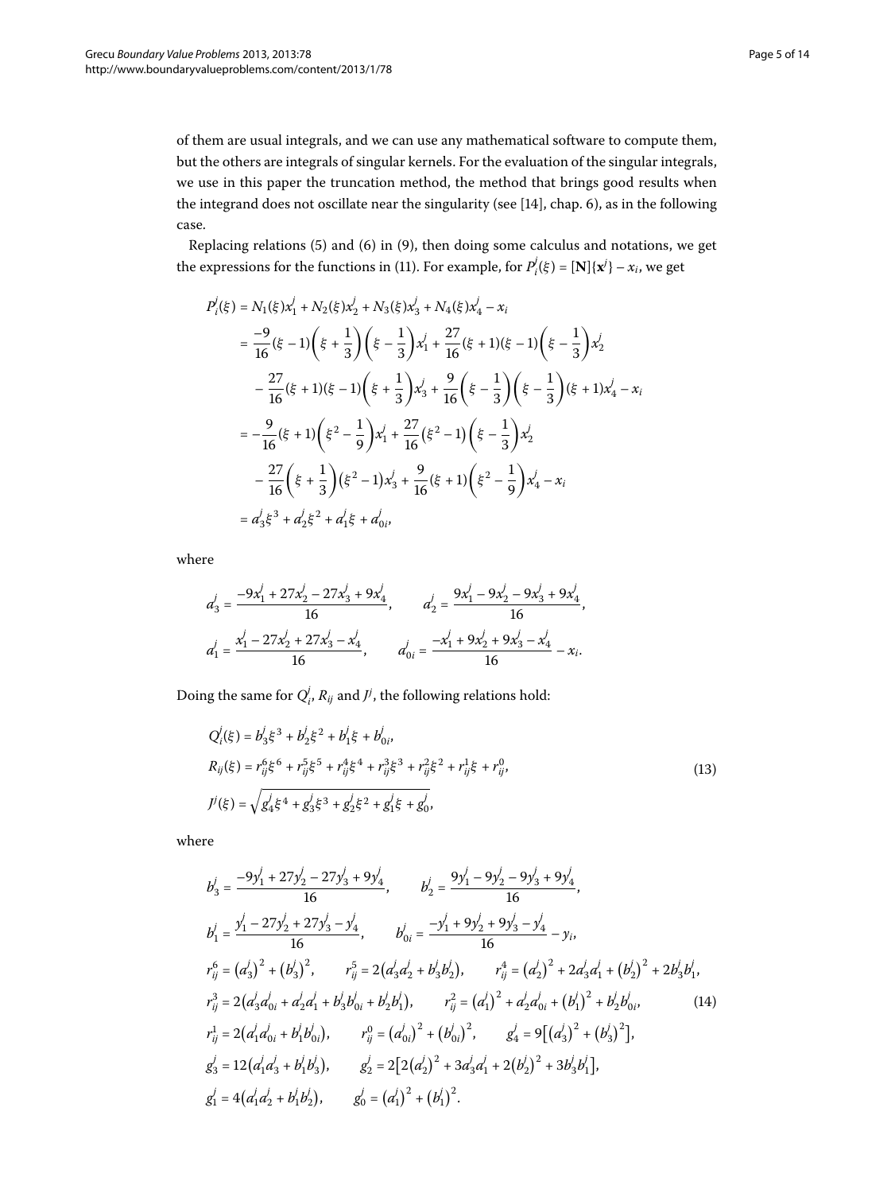of them are usual integrals, and we can use any mathematical software to compute them, but the others are integrals of singular kernels. For the evaluation of the singular integrals, we use in this paper the truncation method, the method that brings good results when the integrand does not oscillate near the singularity (see [14], chap. 6), as in the following case.

Replacing relations (5) and (6) in (9), then doing some calculus and notations, we get the expressions for the functions in (11). For example, for $P_i^j(\xi) = [\mathbf{N}]\{\mathbf{x}^j\} - x_i$, we get

$$
\begin{aligned}
P_i^j(\xi) &= N_1(\xi)x_1^j + N_2(\xi)x_2^j + N_3(\xi)x_3^j + N_4(\xi)x_4^j - x_i \\
&= \frac{-9}{16}(\xi - 1)\left(\xi + \frac{1}{3}\right)\left(\xi - \frac{1}{3}\right)x_1^j + \frac{27}{16}(\xi + 1)(\xi - 1)\left(\xi - \frac{1}{3}\right)x_2^j \\
&\quad - \frac{27}{16}(\xi + 1)(\xi - 1)\left(\xi + \frac{1}{3}\right)x_3^j + \frac{9}{16}\left(\xi - \frac{1}{3}\right)\left(\xi - \frac{1}{3}\right)(\xi + 1)x_4^j - x_i \\
&= -\frac{9}{16}(\xi + 1)\left(\xi^2 - \frac{1}{9}\right)x_1^j + \frac{27}{16}\left(\xi^2 - 1\right)\left(\xi - \frac{1}{3}\right)x_2^j \\
&\quad - \frac{27}{16}\left(\xi + \frac{1}{3}\right)\left(\xi^2 - 1\right)x_3^j + \frac{9}{16}(\xi + 1)\left(\xi^2 - \frac{1}{9}\right)x_4^j - x_i \\
&= a_3^j\xi^3 + a_2^j\xi^2 + a_1^j\xi + a_{0i}^j,
\end{aligned}
$$

where

$$
a_3^j = \frac{-9x_1^j + 27x_2^j - 27x_3^j + 9x_4^j}{16}, \qquad a_2^j = \frac{9x_1^j - 9x_2^j - 9x_3^j + 9x_4^j}{16},
$$

$$
a_1^j = \frac{x_1^j - 27x_2^j + 27x_3^j - x_4^j}{16}, \qquad a_{0i}^j = \frac{-x_1^j + 9x_2^j + 9x_3^j - x_4^j}{16} - x_i.
$$

Doing the same for $Q_i^j$, $R_{ij}$ and $J^j$, the following relations hold:

$$
\begin{aligned}
Q_i^j(\xi) &= b_3^j\xi^3 + b_2^j\xi^2 + b_1^j\xi + b_{0i}^j, \\
R_{ij}(\xi) &= r_{ij}^6\xi^6 + r_{ij}^5\xi^5 + r_{ij}^4\xi^4 + r_{ij}^3\xi^3 + r_{ij}^2\xi^2 + r_{ij}^1\xi + r_{ij}^0, \\
J^j(\xi) &= \sqrt{g_4^j\xi^4 + g_3^j\xi^3 + g_2^j\xi^2 + g_1^j\xi + g_0^j},
\end{aligned} \tag{13}
$$

where

$$
\begin{aligned}
&b_3^j = \frac{-9y_1^j + 27y_2^j - 27y_3^j + 9y_4^j}{16}, \qquad b_2^j = \frac{9y_1^j - 9y_2^j - 9y_3^j + 9y_4^j}{16}, \\
&b_1^j = \frac{y_1^j - 27y_2^j + 27y_3^j - y_4^j}{16}, \qquad b_{0i}^j = \frac{-y_1^j + 9y_2^j + 9y_3^j - y_4^j}{16} - y_i, \\
&r_{ij}^6 = \left(a_3^j\right)^2 + \left(b_3^j\right)^2, \qquad r_{ij}^5 = 2\left(a_3^j a_2^j + b_3^j b_2^j\right), \qquad r_{ij}^4 = \left(a_2^j\right)^2 + 2a_3^j a_1^j + \left(b_2^j\right)^2 + 2b_3^j b_1^j, \\
&r_{ij}^3 = 2\left(a_3^j a_{0i}^j + a_2^j a_1^j + b_3^j b_{0i}^j + b_2^j b_1^j\right), \qquad r_{ij}^2 = \left(a_1^j\right)^2 + a_2^j a_{0i}^j + \left(b_1^j\right)^2 + b_2^j b_{0i}^j, \\
&r_{ij}^1 = 2\left(a_1^j a_{0i}^j + b_1^j b_{0i}^j\right), \qquad r_{ij}^0 = \left(a_{0i}^j\right)^2 + \left(b_{0i}^j\right)^2, \qquad g_4^j = 9\left[\left(a_3^j\right)^2 + \left(b_3^j\right)^2\right], \\
&g_3^j = 12\left(a_1^j a_3^j + b_1^j b_3^j\right), \qquad g_2^j = 2\left[2\left(a_2^j\right)^2 + 3a_3^j a_1^j + 2\left(b_2^j\right)^2 + 3b_3^j b_1^j\right], \\
&g_1^j = 4\left(a_1^j a_2^j + b_1^j b_2^j\right), \qquad g_0^j = \left(a_1^j\right)^2 + \left(b_1^j\right)^2.
\end{aligned} \tag{14}
$$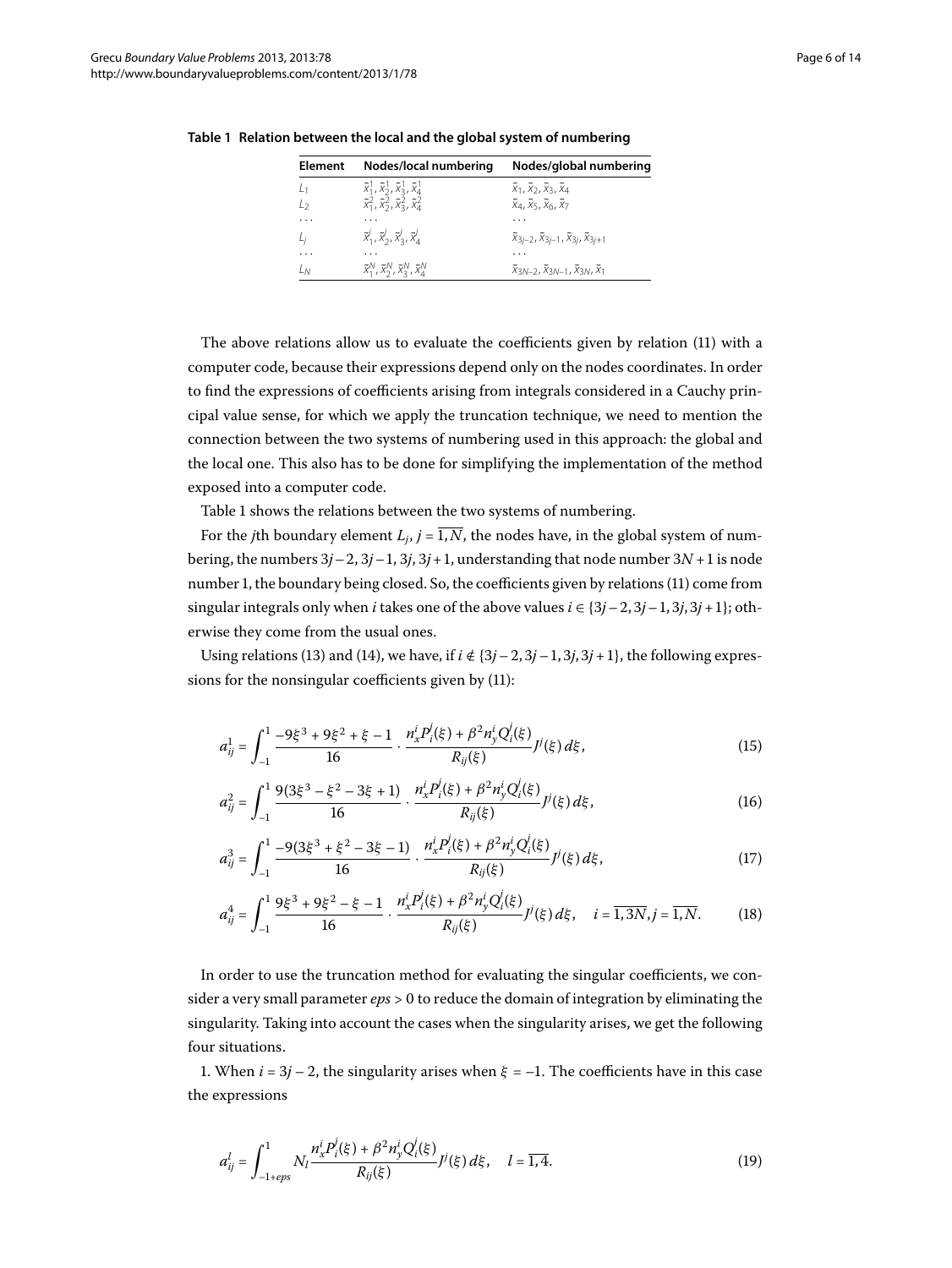**Table 1 Relation between the local and the global system of numbering**

| Element | Nodes/local numbering | Nodes/global numbering |
|---|---|---|
| $L_1$ | $\bar{x}_1^1, \bar{x}_2^1, \bar{x}_3^1, \bar{x}_4^1$ | $\bar{x}_1, \bar{x}_2, \bar{x}_3, \bar{x}_4$ |
| $L_2$ | $\bar{x}_1^2, \bar{x}_2^2, \bar{x}_3^2, \bar{x}_4^2$ | $\bar{x}_4, \bar{x}_5, \bar{x}_6, \bar{x}_7$ |
| ... | ... | ... |
| $L_j$ | $\bar{x}_1^j, \bar{x}_2^j, \bar{x}_3^j, \bar{x}_4^j$ | $\bar{x}_{3j-2}, \bar{x}_{3j-1}, \bar{x}_{3j}, \bar{x}_{3j+1}$ |
| ... | ... | ... |
| $L_N$ | $\bar{x}_1^N, \bar{x}_2^N, \bar{x}_3^N, \bar{x}_4^N$ | $\bar{x}_{3N-2}, \bar{x}_{3N-1}, \bar{x}_{3N}, \bar{x}_1$ |

The above relations allow us to evaluate the coefficients given by relation (11) with a computer code, because their expressions depend only on the nodes coordinates. In order to find the expressions of coefficients arising from integrals considered in a Cauchy principal value sense, for which we apply the truncation technique, we need to mention the connection between the two systems of numbering used in this approach: the global and the local one. This also has to be done for simplifying the implementation of the method exposed into a computer code.

Table 1 shows the relations between the two systems of numbering.

For the $j$th boundary element $L_j$, $j = \overline{1,N}$, the nodes have, in the global system of numbering, the numbers $3j-2, 3j-1, 3j, 3j+1$, understanding that node number $3N+1$ is node number 1, the boundary being closed. So, the coefficients given by relations (11) come from singular integrals only when $i$ takes one of the above values $i \in \{3j-2, 3j-1, 3j, 3j+1\}$; otherwise they come from the usual ones.

Using relations (13) and (14), we have, if $i \notin \{3j-2, 3j-1, 3j, 3j+1\}$, the following expressions for the nonsingular coefficients given by (11):

$$a_{ij}^1 = \int_{-1}^{1} \frac{-9\xi^3 + 9\xi^2 + \xi - 1}{16} \cdot \frac{n_x^i P_i^j(\xi) + \beta^2 n_y^i Q_i^j(\xi)}{R_{ij}(\xi)} J^j(\xi)\, d\xi, \tag{15}$$

$$a_{ij}^2 = \int_{-1}^{1} \frac{9(3\xi^3 - \xi^2 - 3\xi + 1)}{16} \cdot \frac{n_x^i P_i^j(\xi) + \beta^2 n_y^i Q_i^j(\xi)}{R_{ij}(\xi)} J^j(\xi)\, d\xi, \tag{16}$$

$$a_{ij}^3 = \int_{-1}^{1} \frac{-9(3\xi^3 + \xi^2 - 3\xi - 1)}{16} \cdot \frac{n_x^i P_i^j(\xi) + \beta^2 n_y^i Q_i^j(\xi)}{R_{ij}(\xi)} J^j(\xi)\, d\xi, \tag{17}$$

$$a_{ij}^4 = \int_{-1}^{1} \frac{9\xi^3 + 9\xi^2 - \xi - 1}{16} \cdot \frac{n_x^i P_i^j(\xi) + \beta^2 n_y^i Q_i^j(\xi)}{R_{ij}(\xi)} J^j(\xi)\, d\xi, \quad i = \overline{1,3N}, j = \overline{1,N}. \tag{18}$$

In order to use the truncation method for evaluating the singular coefficients, we consider a very small parameter $eps > 0$ to reduce the domain of integration by eliminating the singularity. Taking into account the cases when the singularity arises, we get the following four situations.

1. When $i = 3j-2$, the singularity arises when $\xi = -1$. The coefficients have in this case the expressions

$$a_{ij}^l = \int_{-1+eps}^{1} N_l \frac{n_x^i P_i^j(\xi) + \beta^2 n_y^i Q_i^j(\xi)}{R_{ij}(\xi)} J^j(\xi)\, d\xi, \quad l = \overline{1,4}. \tag{19}$$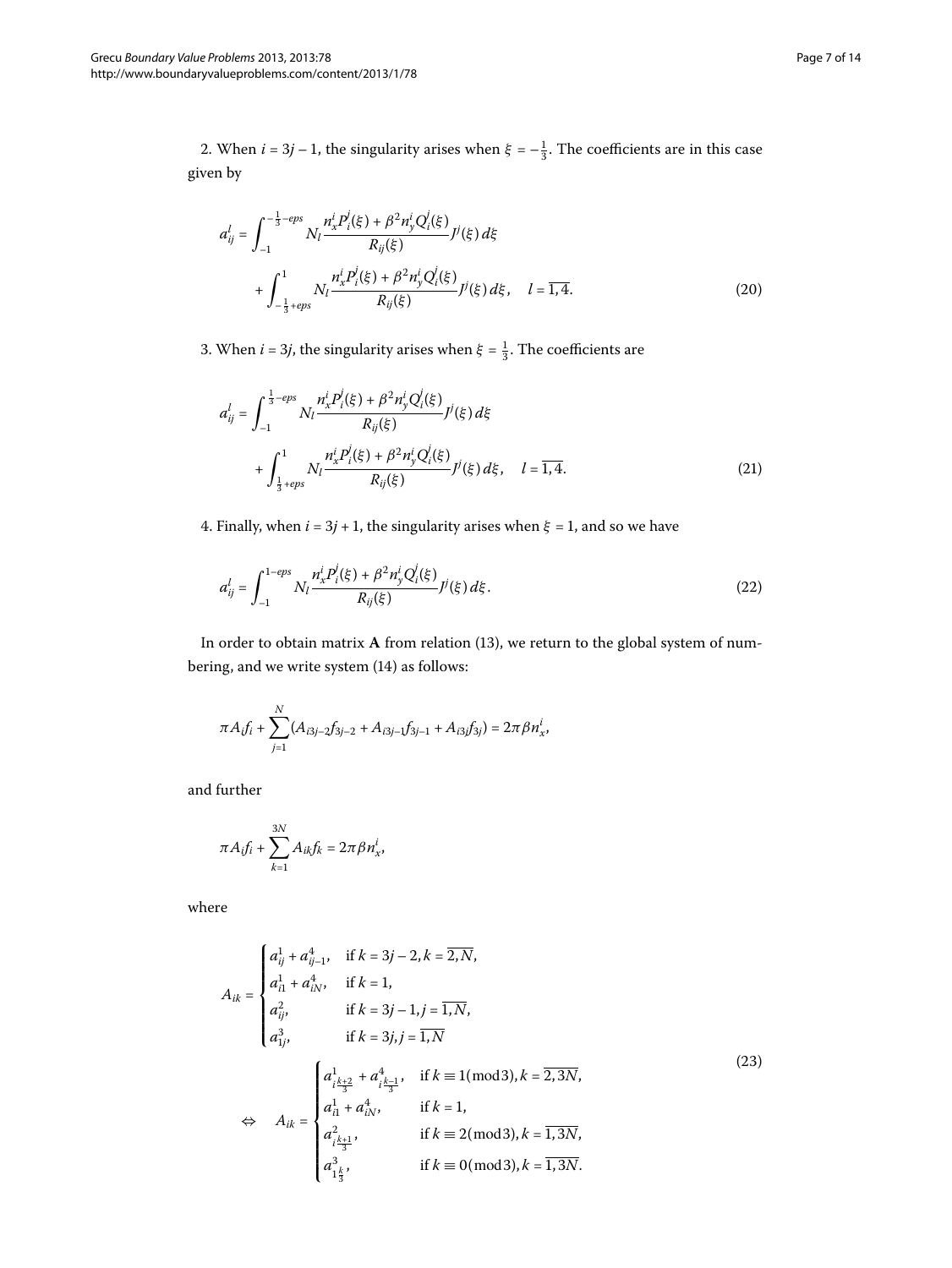2. When $i = 3j - 1$, the singularity arises when $\xi = -\frac{1}{3}$. The coefficients are in this case given by

$$
\begin{aligned}
a_{ij}^l &= \int_{-1}^{-\frac{1}{3}-eps} N_l \frac{n_x^i P_i^j(\xi) + \beta^2 n_y^i Q_i^j(\xi)}{R_{ij}(\xi)} J^j(\xi)\, d\xi \\
&\quad + \int_{-\frac{1}{3}+eps}^{1} N_l \frac{n_x^i P_i^j(\xi) + \beta^2 n_y^i Q_i^j(\xi)}{R_{ij}(\xi)} J^j(\xi)\, d\xi, \quad l = \overline{1,4}.
\end{aligned}
\tag{20}
$$

3. When $i = 3j$, the singularity arises when $\xi = \frac{1}{3}$. The coefficients are

$$
\begin{aligned}
a_{ij}^l &= \int_{-1}^{\frac{1}{3}-eps} N_l \frac{n_x^i P_i^j(\xi) + \beta^2 n_y^i Q_i^j(\xi)}{R_{ij}(\xi)} J^j(\xi)\, d\xi \\
&\quad + \int_{\frac{1}{3}+eps}^{1} N_l \frac{n_x^i P_i^j(\xi) + \beta^2 n_y^i Q_i^j(\xi)}{R_{ij}(\xi)} J^j(\xi)\, d\xi, \quad l = \overline{1,4}.
\end{aligned}
\tag{21}
$$

4. Finally, when $i = 3j + 1$, the singularity arises when $\xi = 1$, and so we have

$$
a_{ij}^l = \int_{-1}^{1-eps} N_l \frac{n_x^i P_i^j(\xi) + \beta^2 n_y^i Q_i^j(\xi)}{R_{ij}(\xi)} J^j(\xi)\, d\xi.
\tag{22}
$$

In order to obtain matrix $\mathbf{A}$ from relation (13), we return to the global system of numbering, and we write system (14) as follows:

$$
\pi A_i f_i + \sum_{j=1}^{N} (A_{i3j-2} f_{3j-2} + A_{i3j-1} f_{3j-1} + A_{i3j} f_{3j}) = 2\pi \beta n_x^i,
$$

and further

$$
\pi A_i f_i + \sum_{k=1}^{3N} A_{ik} f_k = 2\pi \beta n_x^i,
$$

where

$$
\begin{aligned}
A_{ik} &= \begin{cases}
a_{ij}^1 + a_{ij-1}^4, & \text{if } k = 3j-2, k = \overline{2,N}, \\
a_{i1}^1 + a_{iN}^4, & \text{if } k = 1, \\
a_{ij}^2, & \text{if } k = 3j-1, j = \overline{1,N}, \\
a_{1j}^3, & \text{if } k = 3j, j = \overline{1,N}
\end{cases} \\
\Leftrightarrow \quad A_{ik} &= \begin{cases}
a_{i\frac{k+2}{3}}^1 + a_{i\frac{k-1}{3}}^4, & \text{if } k \equiv 1 (\operatorname{mod} 3), k = \overline{2,3N}, \\
a_{i1}^1 + a_{iN}^4, & \text{if } k = 1, \\
a_{i\frac{k+1}{3}}^2, & \text{if } k \equiv 2 (\operatorname{mod} 3), k = \overline{1,3N}, \\
a_{1\frac{k}{3}}^3, & \text{if } k \equiv 0 (\operatorname{mod} 3), k = \overline{1,3N}.
\end{cases}
\end{aligned}
\tag{23}
$$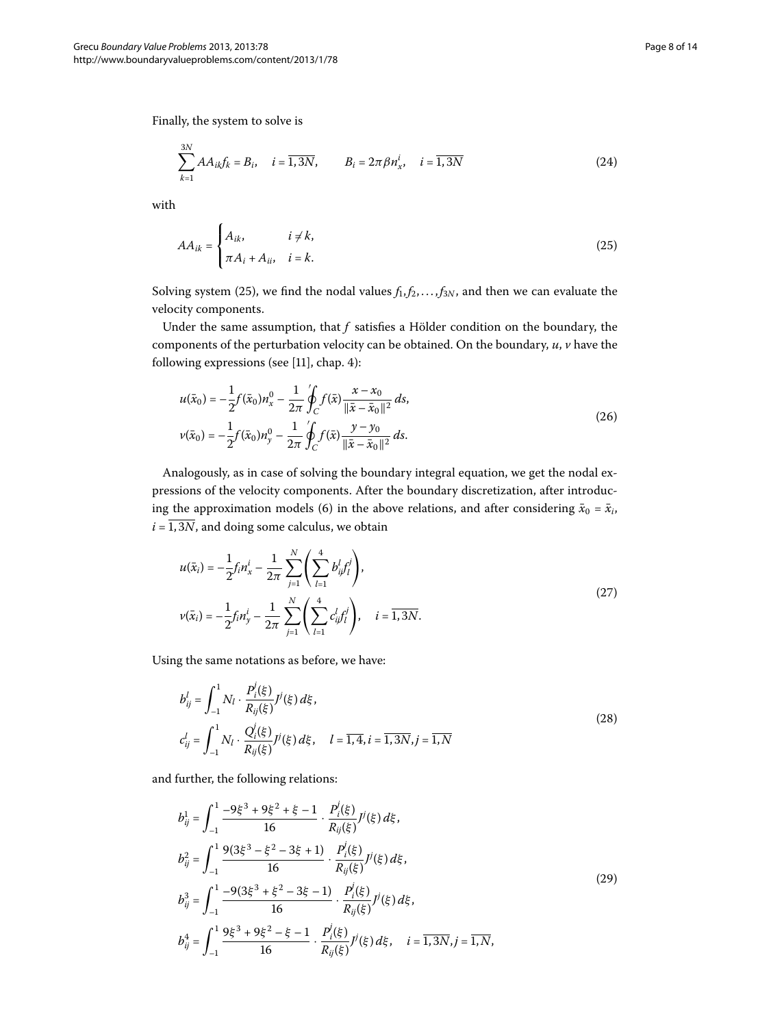Finally, the system to solve is

$$\sum_{k=1}^{3N} AA_{ik} f_k = B_i, \quad i = \overline{1, 3N}, \qquad B_i = 2\pi\beta n_x^i, \quad i = \overline{1, 3N} \tag{24}$$

with

$$AA_{ik} = \begin{cases} A_{ik}, & i \neq k, \\ \pi A_i + A_{ii}, & i = k. \end{cases} \tag{25}$$

Solving system (25), we find the nodal values $f_1, f_2, \ldots, f_{3N}$, and then we can evaluate the velocity components.

Under the same assumption, that $f$ satisfies a Hölder condition on the boundary, the components of the perturbation velocity can be obtained. On the boundary, $u$, $v$ have the following expressions (see [11], chap. 4):

$$\begin{aligned} u(\bar{x}_0) &= -\frac{1}{2} f(\bar{x}_0) n_x^0 - \frac{1}{2\pi} \oint_C' f(\bar{x}) \frac{x - x_0}{\|\bar{x} - \bar{x}_0\|^2} \, ds, \\ v(\bar{x}_0) &= -\frac{1}{2} f(\bar{x}_0) n_y^0 - \frac{1}{2\pi} \oint_C' f(\bar{x}) \frac{y - y_0}{\|\bar{x} - \bar{x}_0\|^2} \, ds. \end{aligned} \tag{26}$$

Analogously, as in case of solving the boundary integral equation, we get the nodal expressions of the velocity components. After the boundary discretization, after introducing the approximation models (6) in the above relations, and after considering $\bar{x}_0 = \bar{x}_i$, $i = \overline{1, 3N}$, and doing some calculus, we obtain

$$\begin{aligned} u(\bar{x}_i) &= -\frac{1}{2} f_i n_x^i - \frac{1}{2\pi} \sum_{j=1}^{N} \left( \sum_{l=1}^{4} b_{ij}^l f_l^j \right), \\ v(\bar{x}_i) &= -\frac{1}{2} f_i n_y^i - \frac{1}{2\pi} \sum_{j=1}^{N} \left( \sum_{l=1}^{4} c_{ij}^l f_l^j \right), \quad i = \overline{1, 3N}. \end{aligned} \tag{27}$$

Using the same notations as before, we have:

$$\begin{aligned} b_{ij}^l &= \int_{-1}^{1} N_l \cdot \frac{P_i^j(\xi)}{R_{ij}(\xi)} J^j(\xi) \, d\xi, \\ c_{ij}^l &= \int_{-1}^{1} N_l \cdot \frac{Q_i^j(\xi)}{R_{ij}(\xi)} J^j(\xi) \, d\xi, \quad l = \overline{1, 4}, i = \overline{1, 3N}, j = \overline{1, N} \end{aligned} \tag{28}$$

and further, the following relations:

$$\begin{aligned} b_{ij}^1 &= \int_{-1}^{1} \frac{-9\xi^3 + 9\xi^2 + \xi - 1}{16} \cdot \frac{P_i^j(\xi)}{R_{ij}(\xi)} J^j(\xi) \, d\xi, \\ b_{ij}^2 &= \int_{-1}^{1} \frac{9(3\xi^3 - \xi^2 - 3\xi + 1)}{16} \cdot \frac{P_i^j(\xi)}{R_{ij}(\xi)} J^j(\xi) \, d\xi, \\ b_{ij}^3 &= \int_{-1}^{1} \frac{-9(3\xi^3 + \xi^2 - 3\xi - 1)}{16} \cdot \frac{P_i^j(\xi)}{R_{ij}(\xi)} J^j(\xi) \, d\xi, \\ b_{ij}^4 &= \int_{-1}^{1} \frac{9\xi^3 + 9\xi^2 - \xi - 1}{16} \cdot \frac{P_i^j(\xi)}{R_{ij}(\xi)} J^j(\xi) \, d\xi, \quad i = \overline{1, 3N}, j = \overline{1, N}, \end{aligned} \tag{29}$$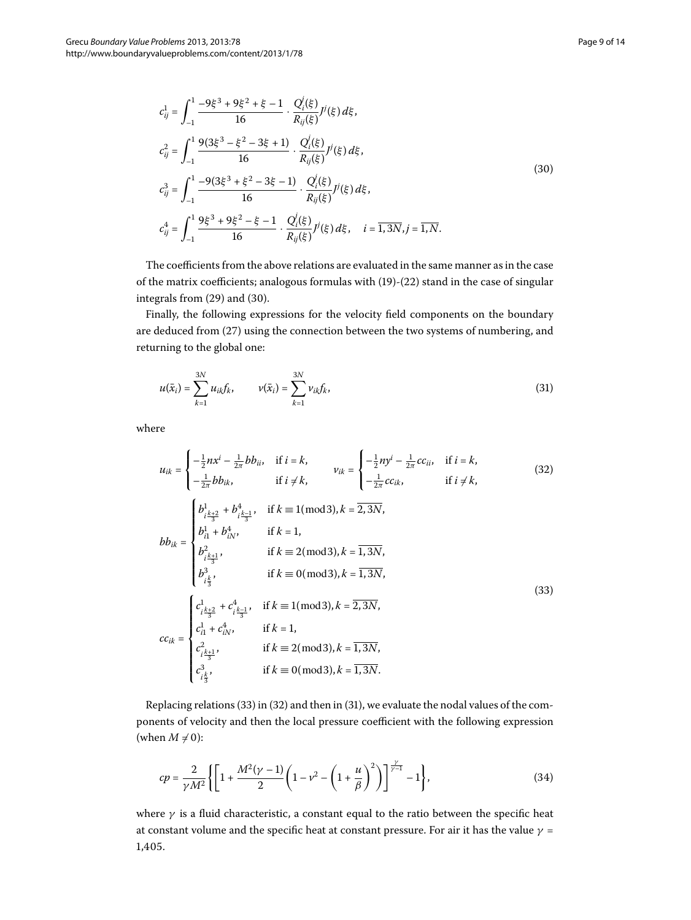$$
\begin{aligned}
c_{ij}^1 &= \int_{-1}^{1} \frac{-9\xi^3 + 9\xi^2 + \xi - 1}{16} \cdot \frac{Q_i^j(\xi)}{R_{ij}(\xi)} J^j(\xi)\, d\xi, \\
c_{ij}^2 &= \int_{-1}^{1} \frac{9(3\xi^3 - \xi^2 - 3\xi + 1)}{16} \cdot \frac{Q_i^j(\xi)}{R_{ij}(\xi)} J^j(\xi)\, d\xi, \\
c_{ij}^3 &= \int_{-1}^{1} \frac{-9(3\xi^3 + \xi^2 - 3\xi - 1)}{16} \cdot \frac{Q_i^j(\xi)}{R_{ij}(\xi)} J^j(\xi)\, d\xi, \\
c_{ij}^4 &= \int_{-1}^{1} \frac{9\xi^3 + 9\xi^2 - \xi - 1}{16} \cdot \frac{Q_i^j(\xi)}{R_{ij}(\xi)} J^j(\xi)\, d\xi, \quad i = \overline{1,3N}, j = \overline{1,N}.
\end{aligned}
\tag{30}
$$

The coefficients from the above relations are evaluated in the same manner as in the case of the matrix coefficients; analogous formulas with (19)-(22) stand in the case of singular integrals from (29) and (30).

Finally, the following expressions for the velocity field components on the boundary are deduced from (27) using the connection between the two systems of numbering, and returning to the global one:

$$
u(\bar{x}_i) = \sum_{k=1}^{3N} u_{ik} f_k, \qquad v(\bar{x}_i) = \sum_{k=1}^{3N} v_{ik} f_k,
\tag{31}
$$

where

$$
u_{ik} = \begin{cases} -\frac{1}{2} n x^i - \frac{1}{2\pi} bb_{ii}, & \text{if } i = k, \\ -\frac{1}{2\pi} bb_{ik}, & \text{if } i \neq k, \end{cases} \qquad v_{ik} = \begin{cases} -\frac{1}{2} n y^i - \frac{1}{2\pi} cc_{ii}, & \text{if } i = k, \\ -\frac{1}{2\pi} cc_{ik}, & \text{if } i \neq k, \end{cases}
\tag{32}
$$

$$
\begin{aligned}
bb_{ik} &= \begin{cases} b^1_{i\frac{k+2}{3}} + b^4_{i\frac{k-1}{3}}, & \text{if } k \equiv 1 (\operatorname{mod} 3), k = \overline{2,3N}, \\ b^1_{i1} + b^4_{iN}, & \text{if } k = 1, \\ b^2_{i\frac{k+1}{3}}, & \text{if } k \equiv 2 (\operatorname{mod} 3), k = \overline{1,3N}, \\ b^3_{i\frac{k}{3}}, & \text{if } k \equiv 0 (\operatorname{mod} 3), k = \overline{1,3N}, \end{cases} \\
cc_{ik} &= \begin{cases} c^1_{i\frac{k+2}{3}} + c^4_{i\frac{k-1}{3}}, & \text{if } k \equiv 1 (\operatorname{mod} 3), k = \overline{2,3N}, \\ c^1_{i1} + c^4_{iN}, & \text{if } k = 1, \\ c^2_{i\frac{k+1}{3}}, & \text{if } k \equiv 2 (\operatorname{mod} 3), k = \overline{1,3N}, \\ c^3_{i\frac{k}{3}}, & \text{if } k \equiv 0 (\operatorname{mod} 3), k = \overline{1,3N}. \end{cases}
\end{aligned}
\tag{33}
$$

Replacing relations (33) in (32) and then in (31), we evaluate the nodal values of the components of velocity and then the local pressure coefficient with the following expression (when $M \neq 0$):

$$
cp = \frac{2}{\gamma M^2} \left\{ \left[ 1 + \frac{M^2(\gamma - 1)}{2} \left( 1 - v^2 - \left( 1 + \frac{u}{\beta} \right)^2 \right) \right]^{\frac{\gamma}{\gamma - 1}} - 1 \right\},
\tag{34}
$$

where $\gamma$ is a fluid characteristic, a constant equal to the ratio between the specific heat at constant volume and the specific heat at constant pressure. For air it has the value $\gamma$ = 1,405.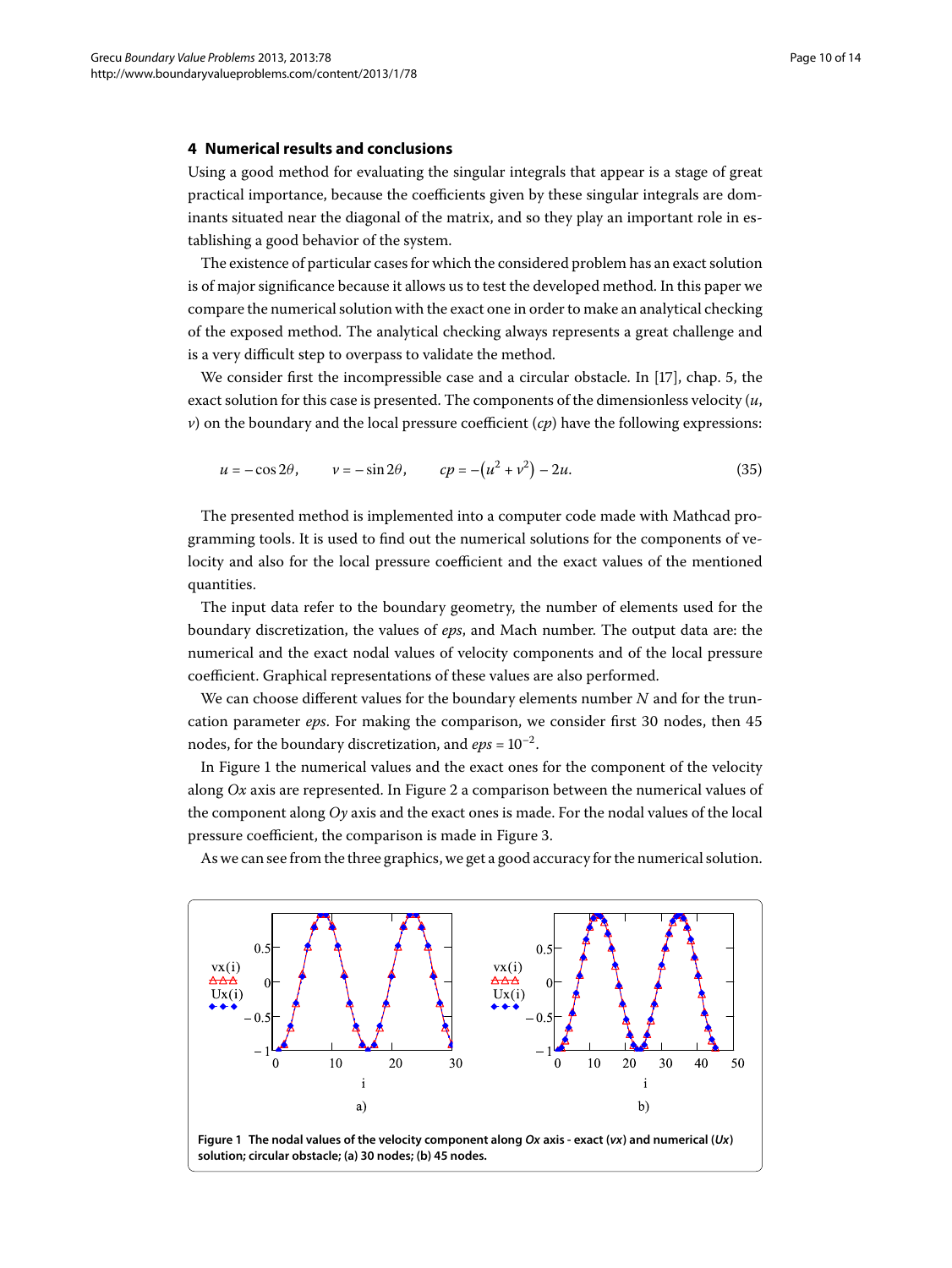## 4 Numerical results and conclusions

Using a good method for evaluating the singular integrals that appear is a stage of great practical importance, because the coefficients given by these singular integrals are dominants situated near the diagonal of the matrix, and so they play an important role in establishing a good behavior of the system.

The existence of particular cases for which the considered problem has an exact solution is of major significance because it allows us to test the developed method. In this paper we compare the numerical solution with the exact one in order to make an analytical checking of the exposed method. The analytical checking always represents a great challenge and is a very difficult step to overpass to validate the method.

We consider first the incompressible case and a circular obstacle. In [17], chap. 5, the exact solution for this case is presented. The components of the dimensionless velocity ($u$, $v$) on the boundary and the local pressure coefficient ($cp$) have the following expressions:

$$u = -\cos 2\theta, \qquad v = -\sin 2\theta, \qquad cp = -\left(u^2 + v^2\right) - 2u. \tag{35}$$

The presented method is implemented into a computer code made with Mathcad programming tools. It is used to find out the numerical solutions for the components of velocity and also for the local pressure coefficient and the exact values of the mentioned quantities.

The input data refer to the boundary geometry, the number of elements used for the boundary discretization, the values of *eps*, and Mach number. The output data are: the numerical and the exact nodal values of velocity components and of the local pressure coefficient. Graphical representations of these values are also performed.

We can choose different values for the boundary elements number $N$ and for the truncation parameter *eps*. For making the comparison, we consider first 30 nodes, then 45 nodes, for the boundary discretization, and $eps = 10^{-2}$.

In Figure 1 the numerical values and the exact ones for the component of the velocity along $Ox$ axis are represented. In Figure 2 a comparison between the numerical values of the component along $Oy$ axis and the exact ones is made. For the nodal values of the local pressure coefficient, the comparison is made in Figure 3.

As we can see from the three graphics, we get a good accuracy for the numerical solution.

vx(i)
Ux(i)
0.5
0
– 0.5
– 1
0 10 20 30
i
a)

vx(i)
Ux(i)
0.5
0
– 0.5
– 1
0 10 20 30 40 50
i
b)

**Figure 1 The nodal values of the velocity component along *Ox* axis - exact (*vx*) and numerical (*Ux*) solution; circular obstacle; (a) 30 nodes; (b) 45 nodes.**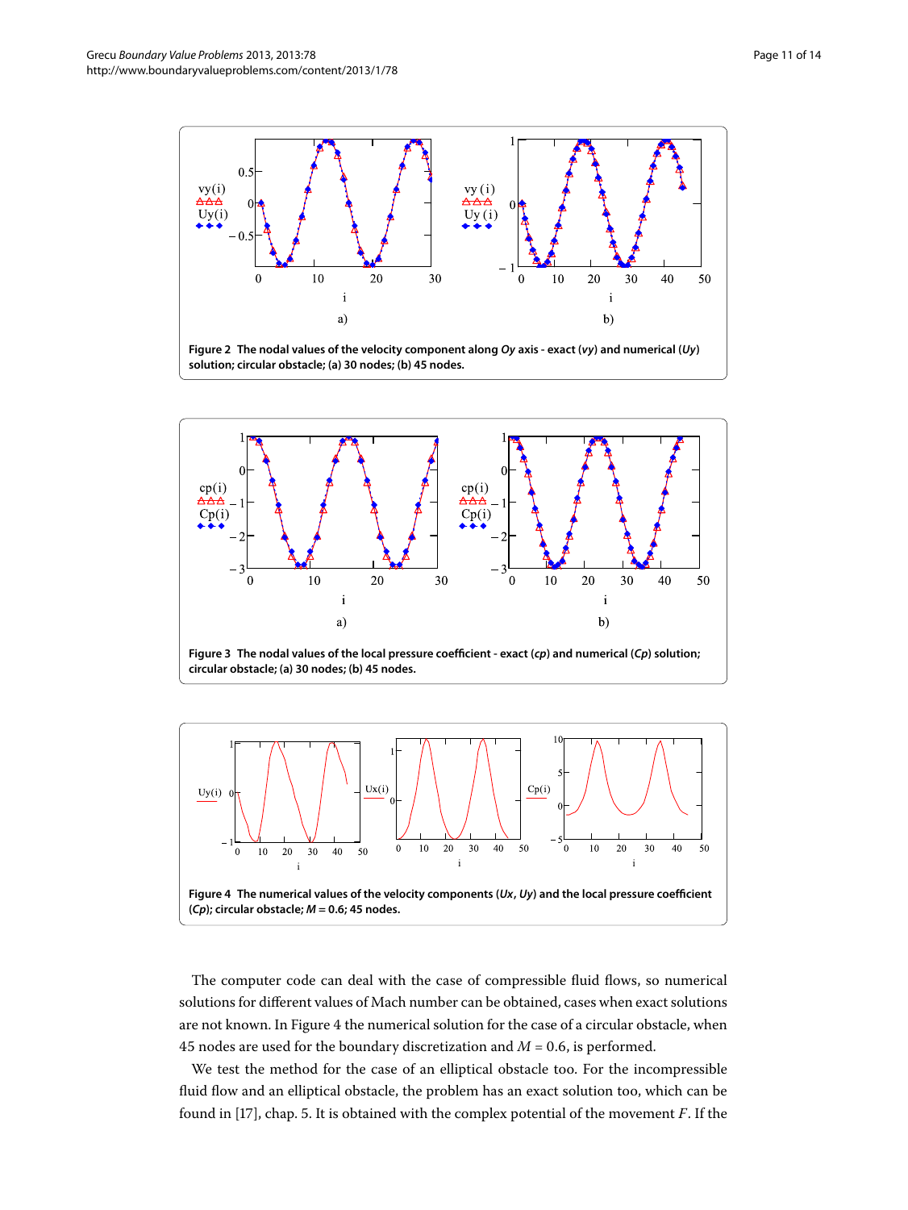**Figure 2 The nodal values of the velocity component along *Oy* axis - exact (*vy*) and numerical (*Uy*) solution; circular obstacle; (a) 30 nodes; (b) 45 nodes.**

**Figure 3 The nodal values of the local pressure coefficient - exact (*cp*) and numerical (*Cp*) solution; circular obstacle; (a) 30 nodes; (b) 45 nodes.**

**Figure 4 The numerical values of the velocity components (*Ux*, *Uy*) and the local pressure coefficient (*Cp*); circular obstacle; *M* = 0.6; 45 nodes.**

The computer code can deal with the case of compressible fluid flows, so numerical solutions for different values of Mach number can be obtained, cases when exact solutions are not known. In Figure 4 the numerical solution for the case of a circular obstacle, when 45 nodes are used for the boundary discretization and $M = 0.6$, is performed.

We test the method for the case of an elliptical obstacle too. For the incompressible fluid flow and an elliptical obstacle, the problem has an exact solution too, which can be found in [17], chap. 5. It is obtained with the complex potential of the movement $F$. If the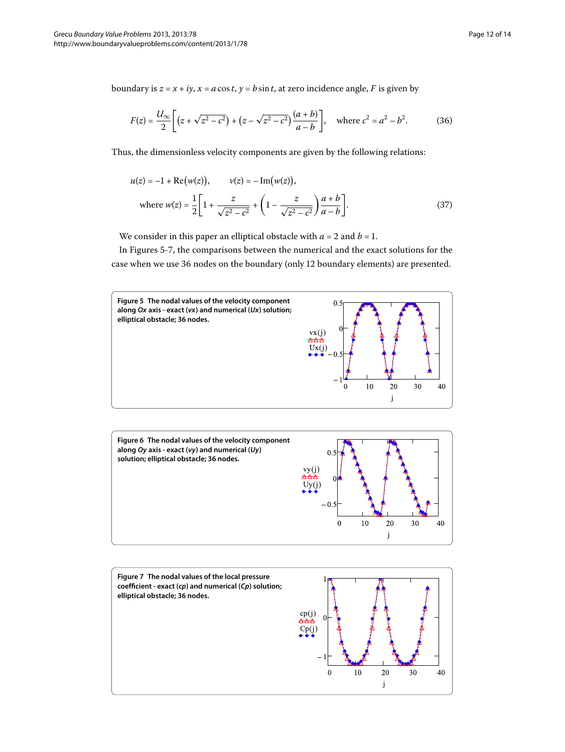boundary is $z = x + iy$, $x = a\cos t$, $y = b\sin t$, at zero incidence angle, $F$ is given by

$$F(z) = \frac{U_\infty}{2}\left[\left(z + \sqrt{z^2 - c^2}\right) + \left(z - \sqrt{z^2 - c^2}\right)\frac{(a+b)}{a-b}\right], \quad \text{where } c^2 = a^2 - b^2. \tag{36}$$

Thus, the dimensionless velocity components are given by the following relations:

$$u(z) = -1 + \operatorname{Re}(w(z)), \qquad v(z) = -\operatorname{Im}(w(z)),$$
$$\text{where } w(z) = \frac{1}{2}\left[1 + \frac{z}{\sqrt{z^2 - c^2}} + \left(1 - \frac{z}{\sqrt{z^2 - c^2}}\right)\frac{a+b}{a-b}\right]. \tag{37}$$

We consider in this paper an elliptical obstacle with $a = 2$ and $b = 1$.

In Figures 5-7, the comparisons between the numerical and the exact solutions for the case when we use 36 nodes on the boundary (only 12 boundary elements) are presented.

**Figure 5 The nodal values of the velocity component along *Ox* axis - exact (*vx*) and numerical (*Ux*) solution; elliptical obstacle; 36 nodes.**

vx(j)
Ux(j)
0.5
0
−0.5
−1
0
10
20
30
40
j

**Figure 6 The nodal values of the velocity component along *Oy* axis - exact (*vy*) and numerical (*Uy*) solution; elliptical obstacle; 36 nodes.**

vy(j)
Uy(j)
0.5
0
−0.5
0
10
20
30
40
j

**Figure 7 The nodal values of the local pressure coefficient - exact (*cp*) and numerical (*Cp*) solution; elliptical obstacle; 36 nodes.**

cp(j)
Cp(j)
1
0
−1
0
10
20
30
40
j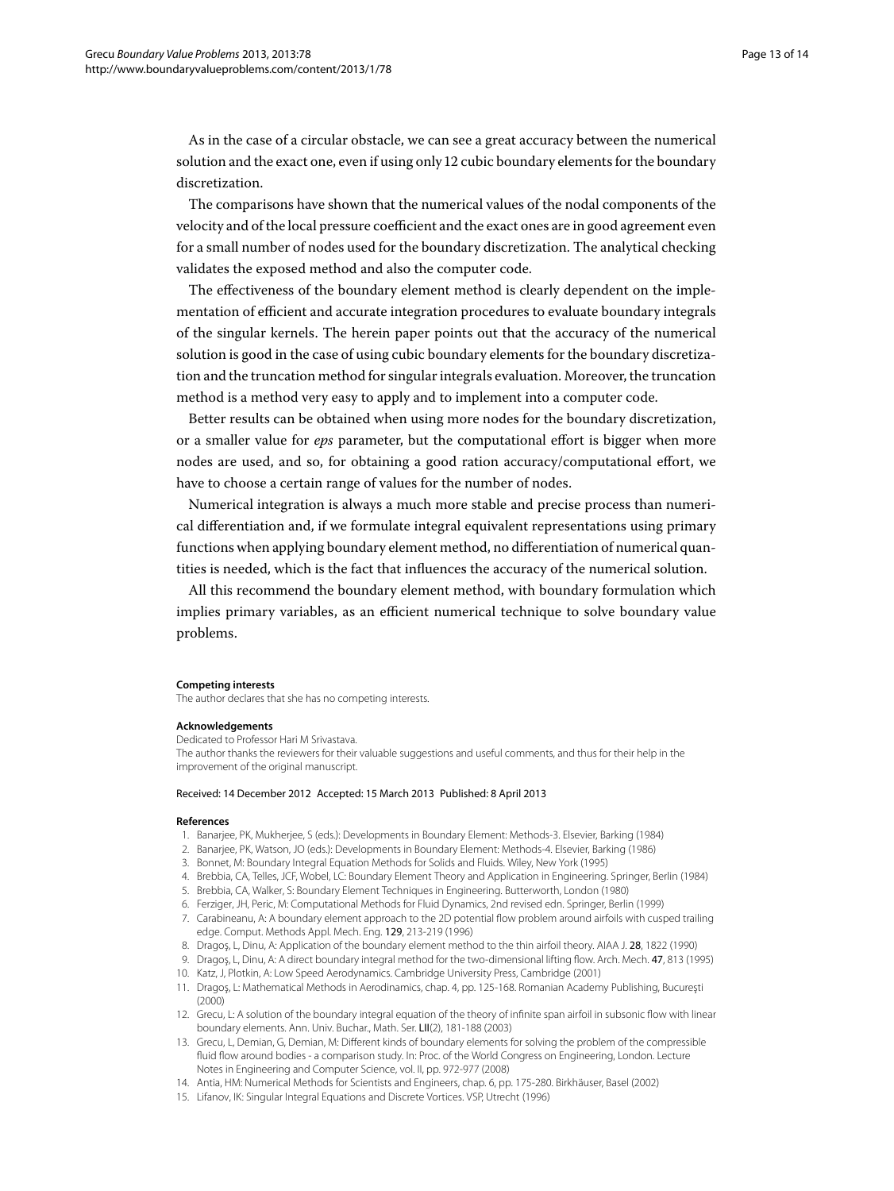As in the case of a circular obstacle, we can see a great accuracy between the numerical solution and the exact one, even if using only 12 cubic boundary elements for the boundary discretization.

The comparisons have shown that the numerical values of the nodal components of the velocity and of the local pressure coefficient and the exact ones are in good agreement even for a small number of nodes used for the boundary discretization. The analytical checking validates the exposed method and also the computer code.

The effectiveness of the boundary element method is clearly dependent on the implementation of efficient and accurate integration procedures to evaluate boundary integrals of the singular kernels. The herein paper points out that the accuracy of the numerical solution is good in the case of using cubic boundary elements for the boundary discretization and the truncation method for singular integrals evaluation. Moreover, the truncation method is a method very easy to apply and to implement into a computer code.

Better results can be obtained when using more nodes for the boundary discretization, or a smaller value for *eps* parameter, but the computational effort is bigger when more nodes are used, and so, for obtaining a good ration accuracy/computational effort, we have to choose a certain range of values for the number of nodes.

Numerical integration is always a much more stable and precise process than numerical differentiation and, if we formulate integral equivalent representations using primary functions when applying boundary element method, no differentiation of numerical quantities is needed, which is the fact that influences the accuracy of the numerical solution.

All this recommend the boundary element method, with boundary formulation which implies primary variables, as an efficient numerical technique to solve boundary value problems.

**Competing interests**

The author declares that she has no competing interests.

**Acknowledgements**

Dedicated to Professor Hari M Srivastava.
The author thanks the reviewers for their valuable suggestions and useful comments, and thus for their help in the improvement of the original manuscript.

Received: 14 December 2012 Accepted: 15 March 2013 Published: 8 April 2013

**References**

1. Banarjee, PK, Mukherjee, S (eds.): Developments in Boundary Element: Methods-3. Elsevier, Barking (1984)
2. Banarjee, PK, Watson, JO (eds.): Developments in Boundary Element: Methods-4. Elsevier, Barking (1986)
3. Bonnet, M: Boundary Integral Equation Methods for Solids and Fluids. Wiley, New York (1995)
4. Brebbia, CA, Telles, JCF, Wobel, LC: Boundary Element Theory and Application in Engineering. Springer, Berlin (1984)
5. Brebbia, CA, Walker, S: Boundary Element Techniques in Engineering. Butterworth, London (1980)
6. Ferziger, JH, Peric, M: Computational Methods for Fluid Dynamics, 2nd revised edn. Springer, Berlin (1999)
7. Carabineanu, A: A boundary element approach to the 2D potential flow problem around airfoils with cusped trailing edge. Comput. Methods Appl. Mech. Eng. **129**, 213-219 (1996)
8. Dragoş, L, Dinu, A: Application of the boundary element method to the thin airfoil theory. AIAA J. **28**, 1822 (1990)
9. Dragoş, L, Dinu, A: A direct boundary integral method for the two-dimensional lifting flow. Arch. Mech. **47**, 813 (1995)
10. Katz, J, Plotkin, A: Low Speed Aerodynamics. Cambridge University Press, Cambridge (2001)
11. Dragoş, L: Mathematical Methods in Aerodinamics, chap. 4, pp. 125-168. Romanian Academy Publishing, Bucureşti (2000)
12. Grecu, L: A solution of the boundary integral equation of the theory of infinite span airfoil in subsonic flow with linear boundary elements. Ann. Univ. Buchar., Math. Ser. **LII**(2), 181-188 (2003)
13. Grecu, L, Demian, G, Demian, M: Different kinds of boundary elements for solving the problem of the compressible fluid flow around bodies - a comparison study. In: Proc. of the World Congress on Engineering, London. Lecture Notes in Engineering and Computer Science, vol. II, pp. 972-977 (2008)
14. Antia, HM: Numerical Methods for Scientists and Engineers, chap. 6, pp. 175-280. Birkhäuser, Basel (2002)
15. Lifanov, IK: Singular Integral Equations and Discrete Vortices. VSP, Utrecht (1996)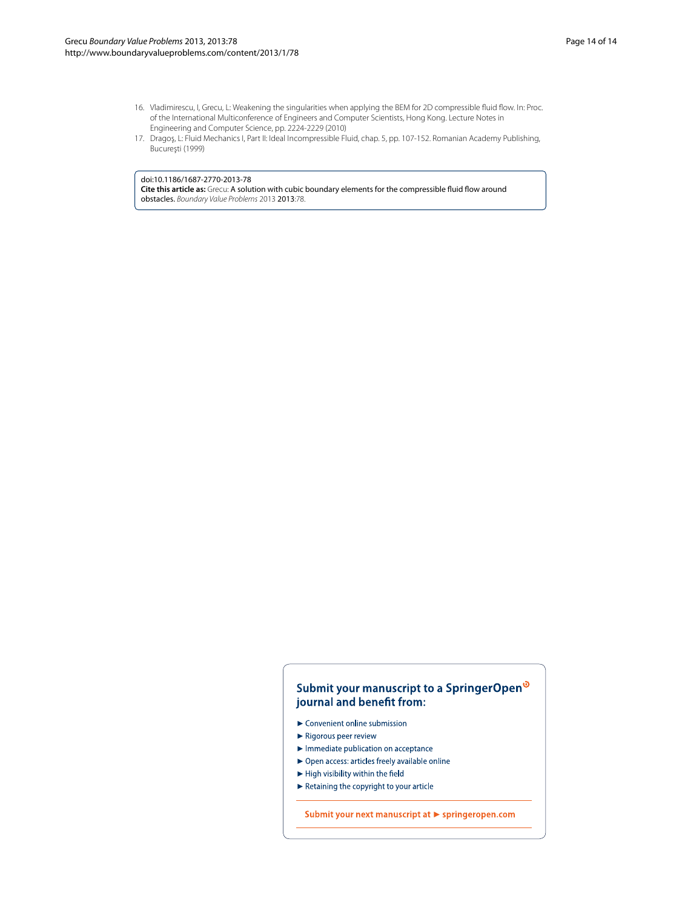16. Vladimirescu, I, Grecu, L: Weakening the singularities when applying the BEM for 2D compressible fluid flow. In: Proc. of the International Multiconference of Engineers and Computer Scientists, Hong Kong. Lecture Notes in Engineering and Computer Science, pp. 2224-2229 (2010)
17. Dragoş, L: Fluid Mechanics I, Part II: Ideal Incompressible Fluid, chap. 5, pp. 107-152. Romanian Academy Publishing, Bucureşti (1999)

doi:10.1186/1687-2770-2013-78
**Cite this article as:** Grecu: A solution with cubic boundary elements for the compressible fluid flow around obstacles. *Boundary Value Problems* 2013 **2013**:78.

**Submit your manuscript to a SpringerOpen journal and benefit from:**

- ► Convenient online submission
- ► Rigorous peer review
- ► Immediate publication on acceptance
- ► Open access: articles freely available online
- ► High visibility within the field
- ► Retaining the copyright to your article

**Submit your next manuscript at ► springeropen.com**